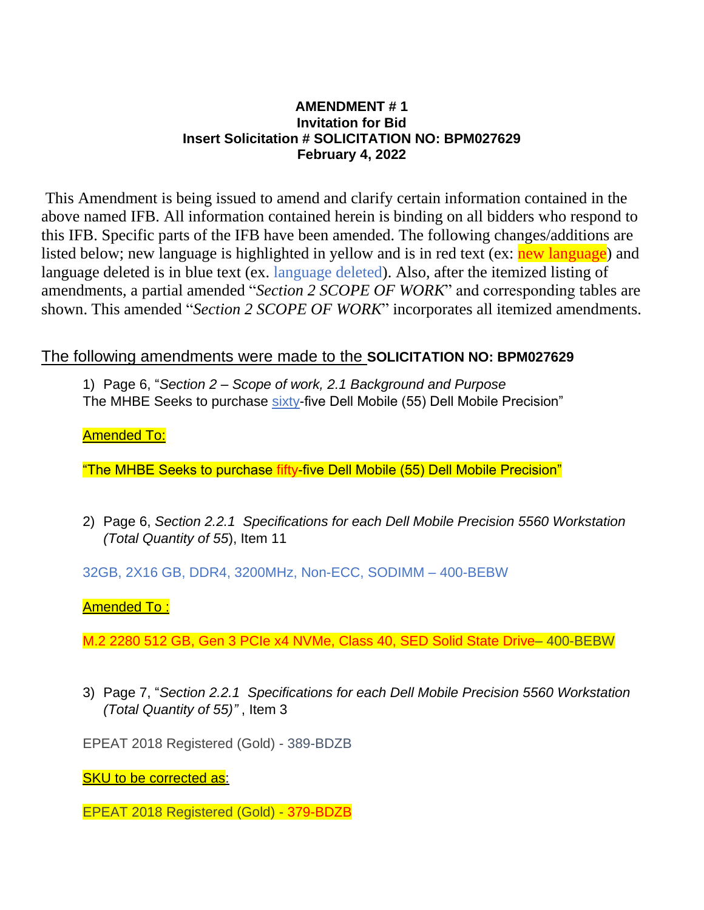**AMENDMENT # 1**
**Invitation for Bid**
**Insert Solicitation # SOLICITATION NO: BPM027629**
**February 4, 2022**

This Amendment is being issued to amend and clarify certain information contained in the above named IFB. All information contained herein is binding on all bidders who respond to this IFB. Specific parts of the IFB have been amended. The following changes/additions are listed below; new language is highlighted in yellow and is in red text (ex: new language) and language deleted is in blue text (ex. language deleted). Also, after the itemized listing of amendments, a partial amended "*Section 2 SCOPE OF WORK*" and corresponding tables are shown. This amended "*Section 2 SCOPE OF WORK*" incorporates all itemized amendments.

The following amendments were made to the **SOLICITATION NO: BPM027629**

1) Page 6, "*Section 2 – Scope of work, 2.1 Background and Purpose*
The MHBE Seeks to purchase sixty-five Dell Mobile (55) Dell Mobile Precision"

Amended To:

"The MHBE Seeks to purchase fifty-five Dell Mobile (55) Dell Mobile Precision"

2) Page 6, *Section 2.2.1 Specifications for each Dell Mobile Precision 5560 Workstation (Total Quantity of 55*), Item 11

32GB, 2X16 GB, DDR4, 3200MHz, Non-ECC, SODIMM – 400-BEBW

Amended To :

M.2 2280 512 GB, Gen 3 PCIe x4 NVMe, Class 40, SED Solid State Drive– 400-BEBW

3) Page 7, "*Section 2.2.1 Specifications for each Dell Mobile Precision 5560 Workstation (Total Quantity of 55)"* , Item 3

EPEAT 2018 Registered (Gold) - 389-BDZB

SKU to be corrected as:

EPEAT 2018 Registered (Gold) - 379-BDZB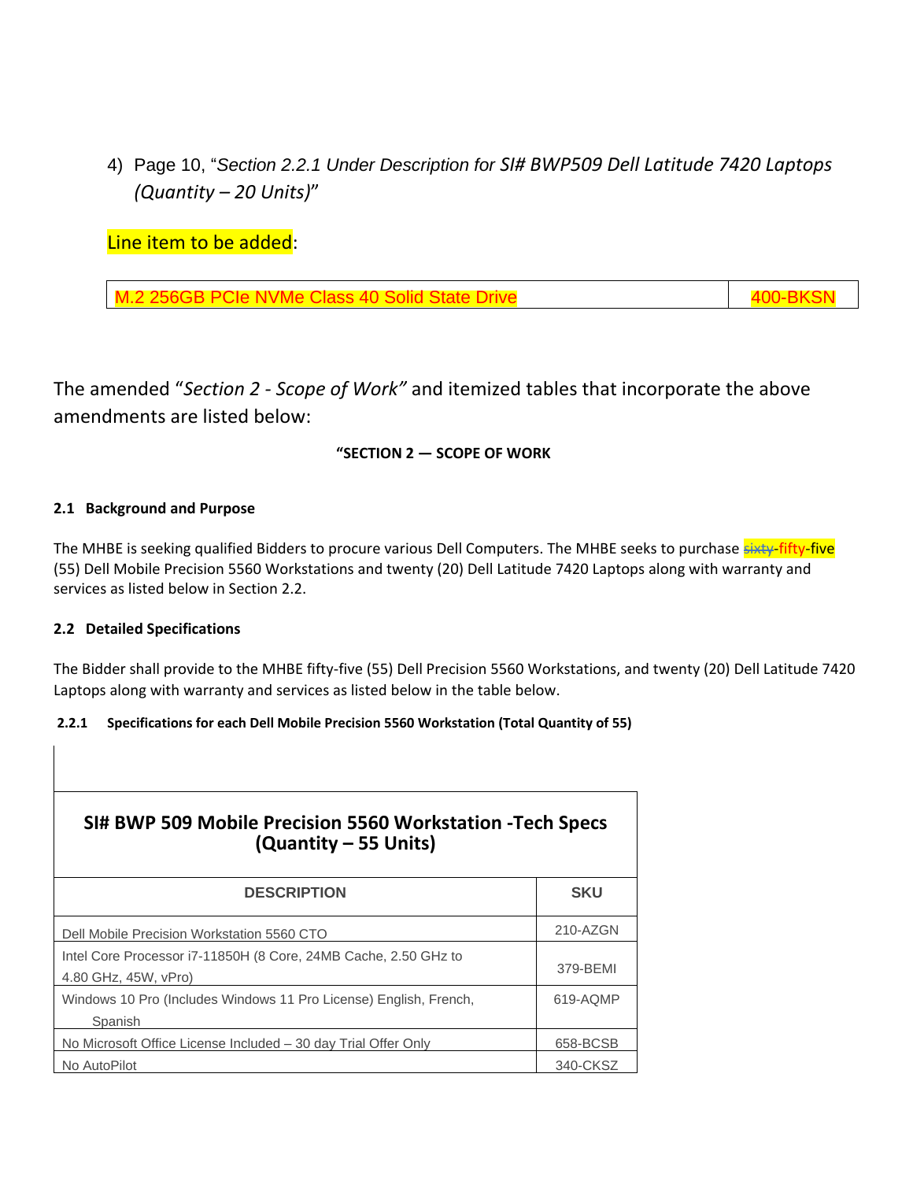4) Page 10, "*Section 2.2.1 Under Description for SI# BWP509 Dell Latitude 7420 Laptops (Quantity – 20 Units)*"

Line item to be added:

| M.2 256GB PCIe NVMe Class 40 Solid State Drive | 400-BKSN |
|---|---|

The amended *"Section 2 - Scope of Work"* and itemized tables that incorporate the above amendments are listed below:

**"SECTION 2 — SCOPE OF WORK**

**2.1 Background and Purpose**

The MHBE is seeking qualified Bidders to procure various Dell Computers. The MHBE seeks to purchase ~~sixty~~-fifty-five (55) Dell Mobile Precision 5560 Workstations and twenty (20) Dell Latitude 7420 Laptops along with warranty and services as listed below in Section 2.2.

**2.2 Detailed Specifications**

The Bidder shall provide to the MHBE fifty-five (55) Dell Precision 5560 Workstations, and twenty (20) Dell Latitude 7420 Laptops along with warranty and services as listed below in the table below.

**2.2.1 Specifications for each Dell Mobile Precision 5560 Workstation (Total Quantity of 55)**

| **SI# BWP 509 Mobile Precision 5560 Workstation -Tech Specs (Quantity – 55 Units)** | |
|---|---|
| **DESCRIPTION** | **SKU** |
| Dell Mobile Precision Workstation 5560 CTO | 210-AZGN |
| Intel Core Processor i7-11850H (8 Core, 24MB Cache, 2.50 GHz to 4.80 GHz, 45W, vPro) | 379-BEMI |
| Windows 10 Pro (Includes Windows 11 Pro License) English, French, Spanish | 619-AQMP |
| No Microsoft Office License Included – 30 day Trial Offer Only | 658-BCSB |
| No AutoPilot | 340-CKSZ |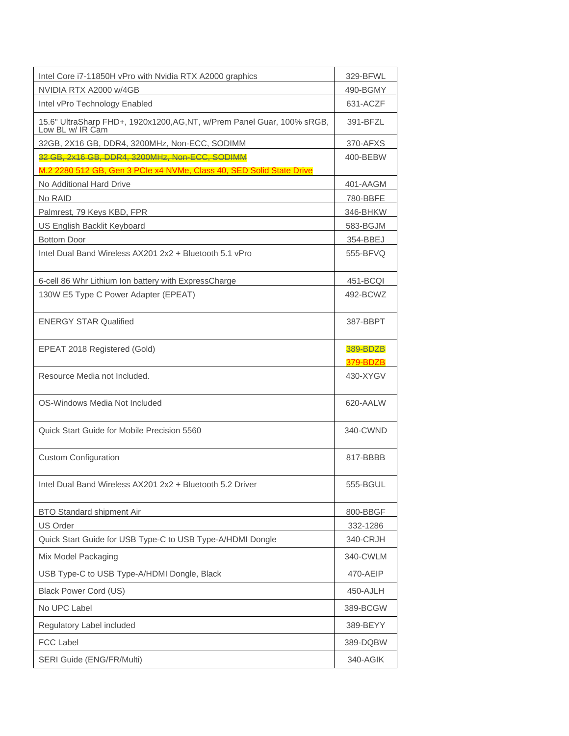| Intel Core i7-11850H vPro with Nvidia RTX A2000 graphics | 329-BFWL |
|---|---|
| NVIDIA RTX A2000 w/4GB | 490-BGMY |
| Intel vPro Technology Enabled | 631-ACZF |
| 15.6" UltraSharp FHD+, 1920x1200,AG,NT, w/Prem Panel Guar, 100% sRGB, Low BL w/ IR Cam | 391-BFZL |
| 32GB, 2X16 GB, DDR4, 3200MHz, Non-ECC, SODIMM | 370-AFXS |
| ~~32 GB, 2x16 GB, DDR4, 3200MHz, Non-ECC, SODIMM~~ M.2 2280 512 GB, Gen 3 PCIe x4 NVMe, Class 40, SED Solid State Drive | 400-BEBW |
| No Additional Hard Drive | 401-AAGM |
| No RAID | 780-BBFE |
| Palmrest, 79 Keys KBD, FPR | 346-BHKW |
| US English Backlit Keyboard | 583-BGJM |
| Bottom Door | 354-BBEJ |
| Intel Dual Band Wireless AX201 2x2 + Bluetooth 5.1 vPro | 555-BFVQ |
| 6-cell 86 Whr Lithium Ion battery with ExpressCharge | 451-BCQI |
| 130W E5 Type C Power Adapter (EPEAT) | 492-BCWZ |
| ENERGY STAR Qualified | 387-BBPT |
| EPEAT 2018 Registered (Gold) | ~~389-BDZB~~ 379-BDZB |
| Resource Media not Included. | 430-XYGV |
| OS-Windows Media Not Included | 620-AALW |
| Quick Start Guide for Mobile Precision 5560 | 340-CWND |
| Custom Configuration | 817-BBBB |
| Intel Dual Band Wireless AX201 2x2 + Bluetooth 5.2 Driver | 555-BGUL |
| BTO Standard shipment Air | 800-BBGF |
| US Order | 332-1286 |
| Quick Start Guide for USB Type-C to USB Type-A/HDMI Dongle | 340-CRJH |
| Mix Model Packaging | 340-CWLM |
| USB Type-C to USB Type-A/HDMI Dongle, Black | 470-AEIP |
| Black Power Cord (US) | 450-AJLH |
| No UPC Label | 389-BCGW |
| Regulatory Label included | 389-BEYY |
| FCC Label | 389-DQBW |
| SERI Guide (ENG/FR/Multi) | 340-AGIK |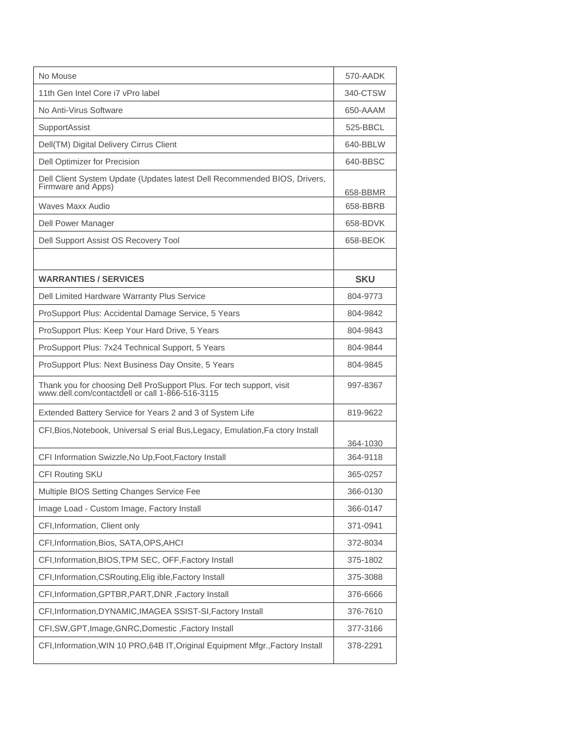| | |
|---|---|
| No Mouse | 570-AADK |
| 11th Gen Intel Core i7 vPro label | 340-CTSW |
| No Anti-Virus Software | 650-AAAM |
| SupportAssist | 525-BBCL |
| Dell(TM) Digital Delivery Cirrus Client | 640-BBLW |
| Dell Optimizer for Precision | 640-BBSC |
| Dell Client System Update (Updates latest Dell Recommended BIOS, Drivers, Firmware and Apps) | 658-BBMR |
| Waves Maxx Audio | 658-BBRB |
| Dell Power Manager | 658-BDVK |
| Dell Support Assist OS Recovery Tool | 658-BEOK |
| | |
| **WARRANTIES / SERVICES** | **SKU** |
| Dell Limited Hardware Warranty Plus Service | 804-9773 |
| ProSupport Plus: Accidental Damage Service, 5 Years | 804-9842 |
| ProSupport Plus: Keep Your Hard Drive, 5 Years | 804-9843 |
| ProSupport Plus: 7x24 Technical Support, 5 Years | 804-9844 |
| ProSupport Plus: Next Business Day Onsite, 5 Years | 804-9845 |
| Thank you for choosing Dell ProSupport Plus. For tech support, visit www.dell.com/contactdell or call 1-866-516-3115 | 997-8367 |
| Extended Battery Service for Years 2 and 3 of System Life | 819-9622 |
| CFI,Bios,Notebook, Universal S erial Bus,Legacy, Emulation,Fa ctory Install | 364-1030 |
| CFI Information Swizzle,No Up,Foot,Factory Install | 364-9118 |
| CFI Routing SKU | 365-0257 |
| Multiple BIOS Setting Changes Service Fee | 366-0130 |
| Image Load - Custom Image, Factory Install | 366-0147 |
| CFI,Information, Client only | 371-0941 |
| CFI,Information,Bios, SATA,OPS,AHCI | 372-8034 |
| CFI,Information,BIOS,TPM SEC, OFF,Factory Install | 375-1802 |
| CFI,Information,CSRouting,Elig ible,Factory Install | 375-3088 |
| CFI,Information,GPTBR,PART,DNR ,Factory Install | 376-6666 |
| CFI,Information,DYNAMIC,IMAGEA SSIST-SI,Factory Install | 376-7610 |
| CFI,SW,GPT,Image,GNRC,Domestic ,Factory Install | 377-3166 |
| CFI,Information,WIN 10 PRO,64B IT,Original Equipment Mfgr.,Factory Install | 378-2291 |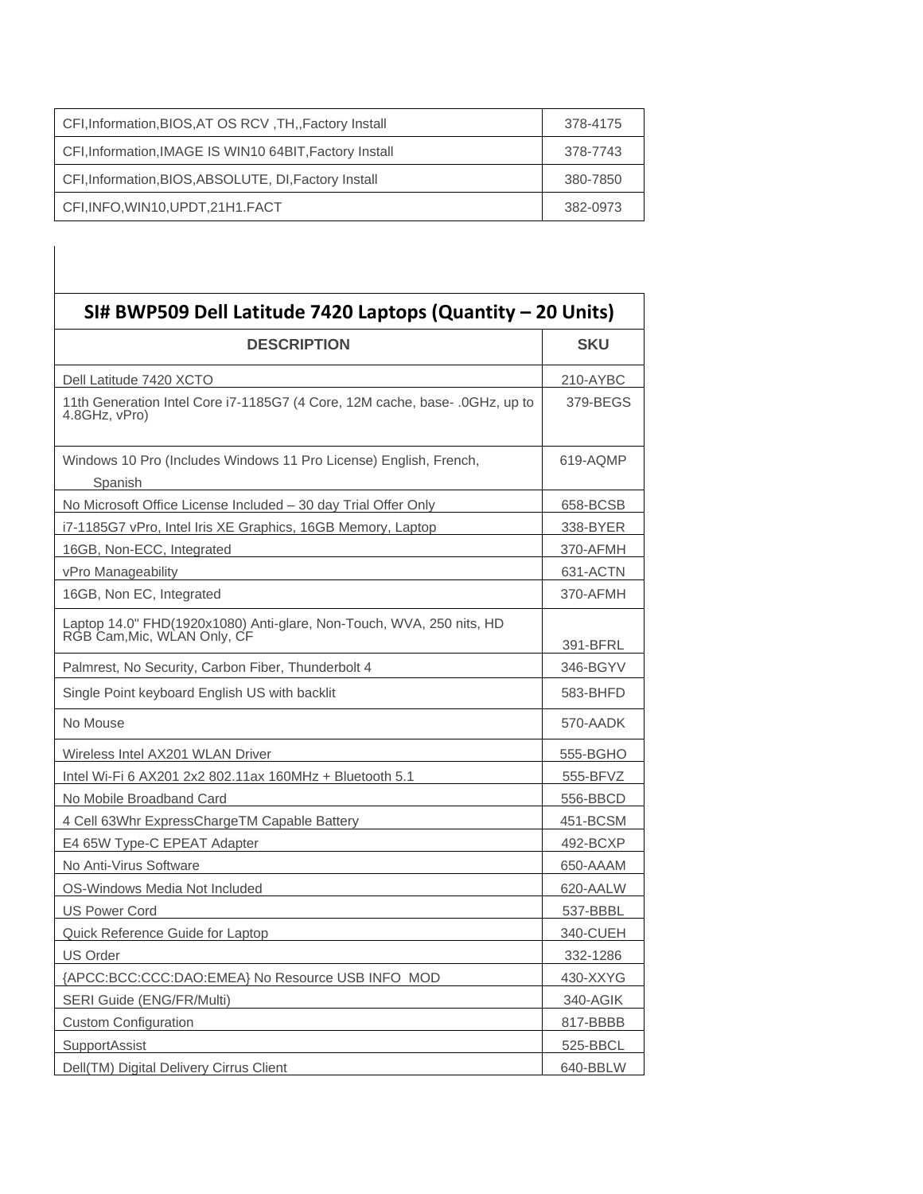| | |
|---|---|
| CFI,Information,BIOS,AT OS RCV ,TH,,Factory Install | 378-4175 |
| CFI,Information,IMAGE IS WIN10 64BIT,Factory Install | 378-7743 |
| CFI,Information,BIOS,ABSOLUTE, DI,Factory Install | 380-7850 |
| CFI,INFO,WIN10,UPDT,21H1.FACT | 382-0973 |

| **SI# BWP509 Dell Latitude 7420 Laptops (Quantity – 20 Units)** | |
|---|---|
| **DESCRIPTION** | **SKU** |
| Dell Latitude 7420 XCTO | 210-AYBC |
| 11th Generation Intel Core i7-1185G7 (4 Core, 12M cache, base- .0GHz, up to 4.8GHz, vPro) | 379-BEGS |
| Windows 10 Pro (Includes Windows 11 Pro License) English, French, Spanish | 619-AQMP |
| No Microsoft Office License Included – 30 day Trial Offer Only | 658-BCSB |
| i7-1185G7 vPro, Intel Iris XE Graphics, 16GB Memory, Laptop | 338-BYER |
| 16GB, Non-ECC, Integrated | 370-AFMH |
| vPro Manageability | 631-ACTN |
| 16GB, Non EC, Integrated | 370-AFMH |
| Laptop 14.0" FHD(1920x1080) Anti-glare, Non-Touch, WVA, 250 nits, HD RGB Cam,Mic, WLAN Only, CF | 391-BFRL |
| Palmrest, No Security, Carbon Fiber, Thunderbolt 4 | 346-BGYV |
| Single Point keyboard English US with backlit | 583-BHFD |
| No Mouse | 570-AADK |
| Wireless Intel AX201 WLAN Driver | 555-BGHO |
| Intel Wi-Fi 6 AX201 2x2 802.11ax 160MHz + Bluetooth 5.1 | 555-BFVZ |
| No Mobile Broadband Card | 556-BBCD |
| 4 Cell 63Whr ExpressChargeTM Capable Battery | 451-BCSM |
| E4 65W Type-C EPEAT Adapter | 492-BCXP |
| No Anti-Virus Software | 650-AAAM |
| OS-Windows Media Not Included | 620-AALW |
| US Power Cord | 537-BBBL |
| Quick Reference Guide for Laptop | 340-CUEH |
| US Order | 332-1286 |
| {APCC:BCC:CCC:DAO:EMEA} No Resource USB INFO MOD | 430-XXYG |
| SERI Guide (ENG/FR/Multi) | 340-AGIK |
| Custom Configuration | 817-BBBB |
| SupportAssist | 525-BBCL |
| Dell(TM) Digital Delivery Cirrus Client | 640-BBLW |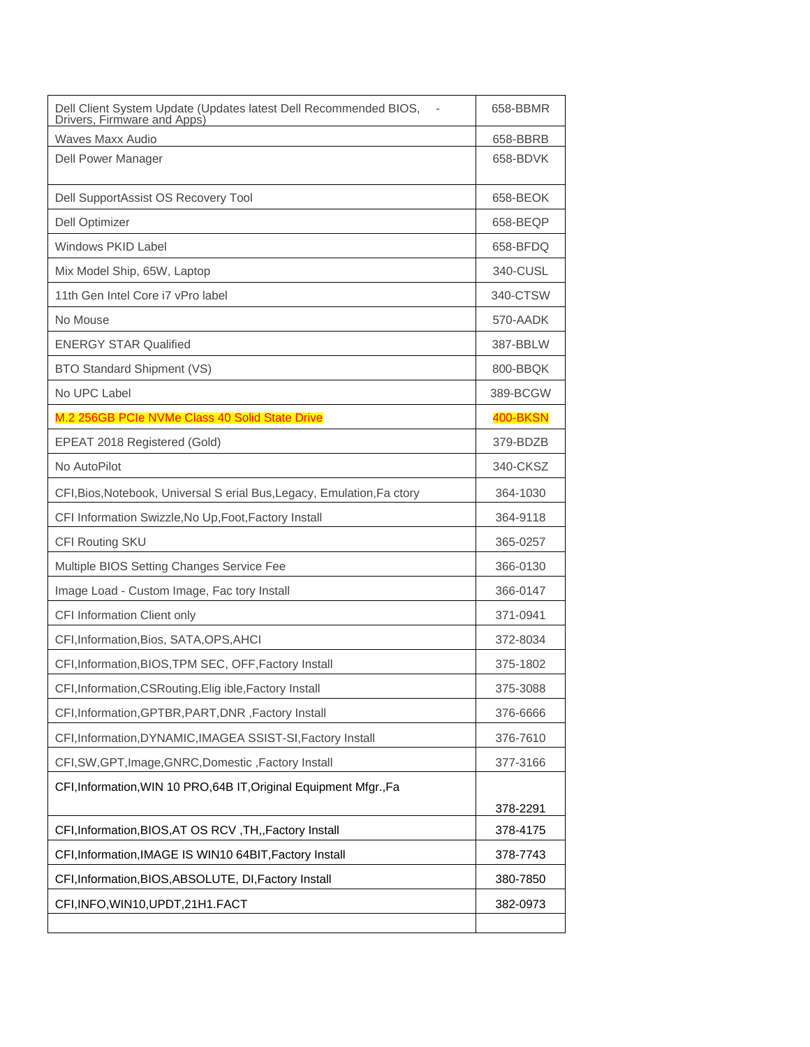| | |
|---|---|
| Dell Client System Update (Updates latest Dell Recommended BIOS, - Drivers, Firmware and Apps) | 658-BBMR |
| Waves Maxx Audio | 658-BBRB |
| Dell Power Manager | 658-BDVK |
| Dell SupportAssist OS Recovery Tool | 658-BEOK |
| Dell Optimizer | 658-BEQP |
| Windows PKID Label | 658-BFDQ |
| Mix Model Ship, 65W, Laptop | 340-CUSL |
| 11th Gen Intel Core i7 vPro label | 340-CTSW |
| No Mouse | 570-AADK |
| ENERGY STAR Qualified | 387-BBLW |
| BTO Standard Shipment (VS) | 800-BBQK |
| No UPC Label | 389-BCGW |
| M.2 256GB PCIe NVMe Class 40 Solid State Drive | 400-BKSN |
| EPEAT 2018 Registered (Gold) | 379-BDZB |
| No AutoPilot | 340-CKSZ |
| CFI,Bios,Notebook, Universal S erial Bus,Legacy, Emulation,Fa ctory | 364-1030 |
| CFI Information Swizzle,No Up,Foot,Factory Install | 364-9118 |
| CFI Routing SKU | 365-0257 |
| Multiple BIOS Setting Changes Service Fee | 366-0130 |
| Image Load - Custom Image, Fac tory Install | 366-0147 |
| CFI Information Client only | 371-0941 |
| CFI,Information,Bios, SATA,OPS,AHCI | 372-8034 |
| CFI,Information,BIOS,TPM SEC, OFF,Factory Install | 375-1802 |
| CFI,Information,CSRouting,Elig ible,Factory Install | 375-3088 |
| CFI,Information,GPTBR,PART,DNR ,Factory Install | 376-6666 |
| CFI,Information,DYNAMIC,IMAGEA SSIST-SI,Factory Install | 376-7610 |
| CFI,SW,GPT,Image,GNRC,Domestic ,Factory Install | 377-3166 |
| CFI,Information,WIN 10 PRO,64B IT,Original Equipment Mfgr.,Fa | 378-2291 |
| CFI,Information,BIOS,AT OS RCV ,TH,,Factory Install | 378-4175 |
| CFI,Information,IMAGE IS WIN10 64BIT,Factory Install | 378-7743 |
| CFI,Information,BIOS,ABSOLUTE, DI,Factory Install | 380-7850 |
| CFI,INFO,WIN10,UPDT,21H1.FACT | 382-0973 |
| | |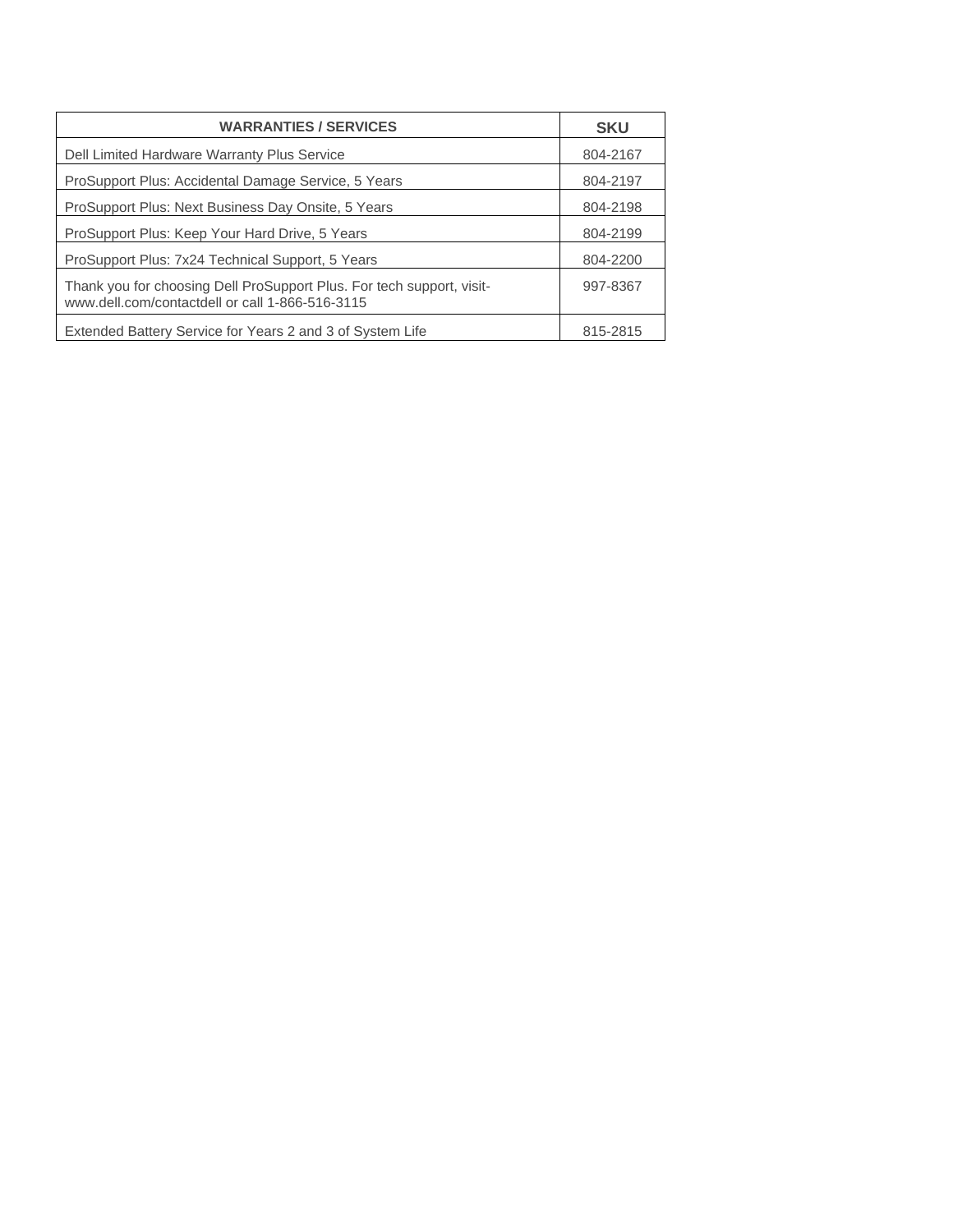| WARRANTIES / SERVICES | SKU |
| --- | --- |
| Dell Limited Hardware Warranty Plus Service | 804-2167 |
| ProSupport Plus: Accidental Damage Service, 5 Years | 804-2197 |
| ProSupport Plus: Next Business Day Onsite, 5 Years | 804-2198 |
| ProSupport Plus: Keep Your Hard Drive, 5 Years | 804-2199 |
| ProSupport Plus: 7x24 Technical Support, 5 Years | 804-2200 |
| Thank you for choosing Dell ProSupport Plus. For tech support, visit-www.dell.com/contactdell or call 1-866-516-3115 | 997-8367 |
| Extended Battery Service for Years 2 and 3 of System Life | 815-2815 |